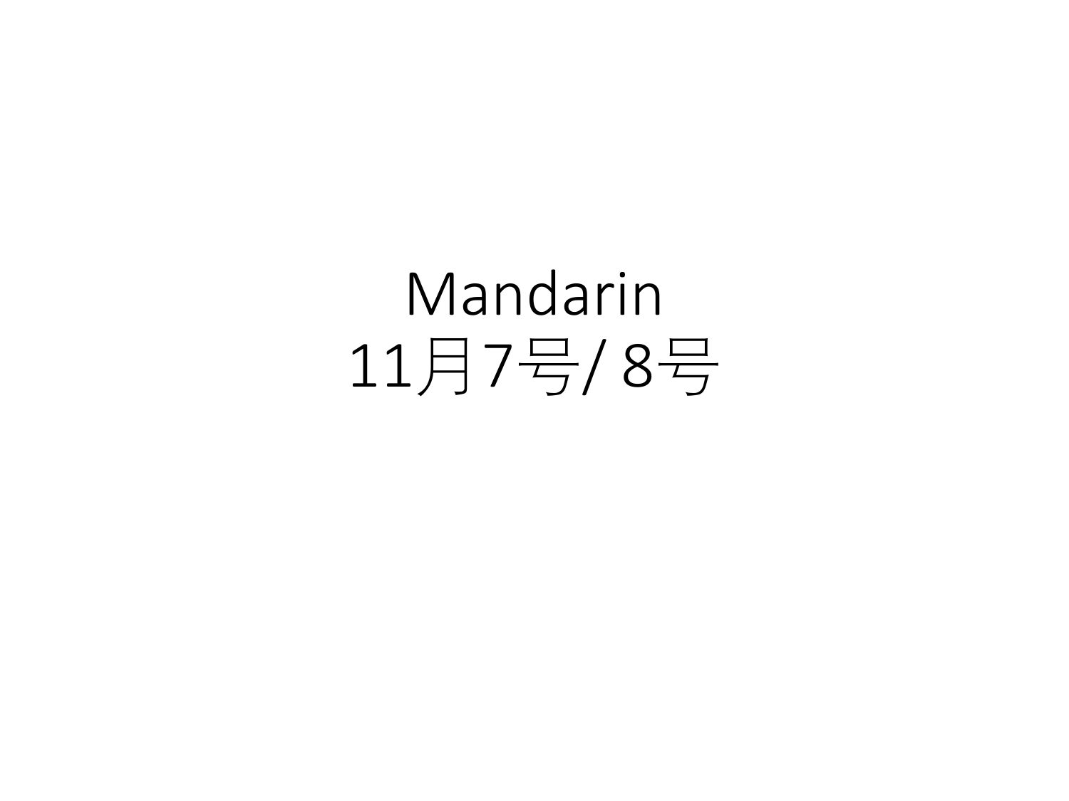# Mandarin
# 11月7号/ 8号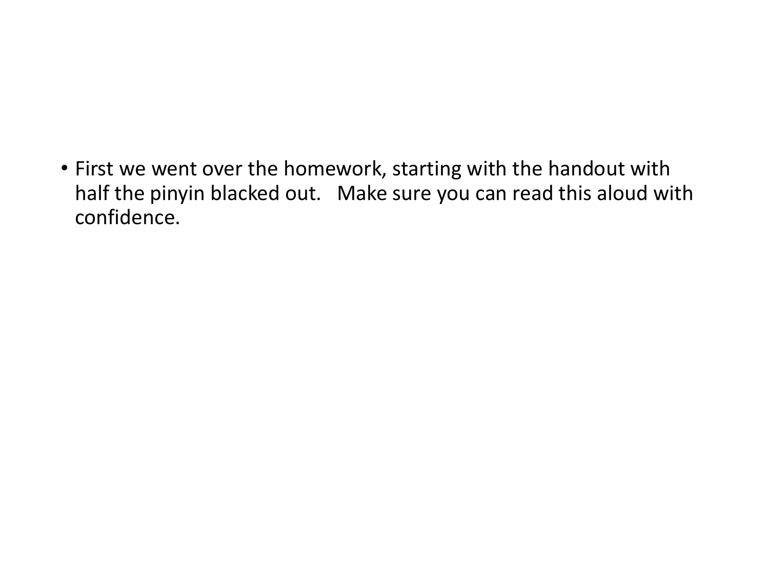- First we went over the homework, starting with the handout with half the pinyin blacked out.   Make sure you can read this aloud with confidence.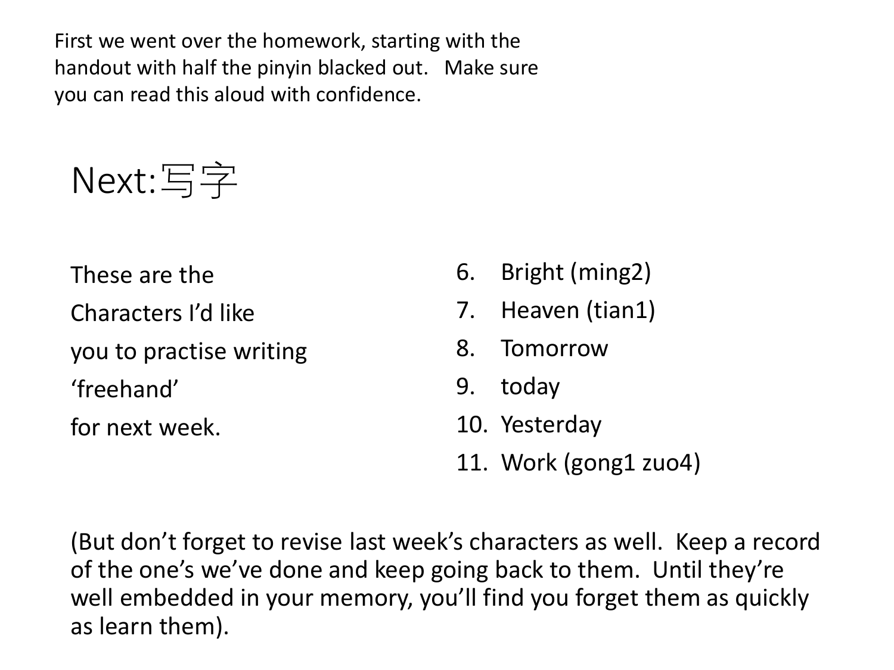First we went over the homework, starting with the handout with half the pinyin blacked out. Make sure you can read this aloud with confidence.

# Next:写字

These are the Characters I'd like you to practise writing 'freehand' for next week.

6. Bright (ming2)
7. Heaven (tian1)
8. Tomorrow
9. today
10. Yesterday
11. Work (gong1 zuo4)

(But don't forget to revise last week's characters as well. Keep a record of the one's we've done and keep going back to them. Until they're well embedded in your memory, you'll find you forget them as quickly as learn them).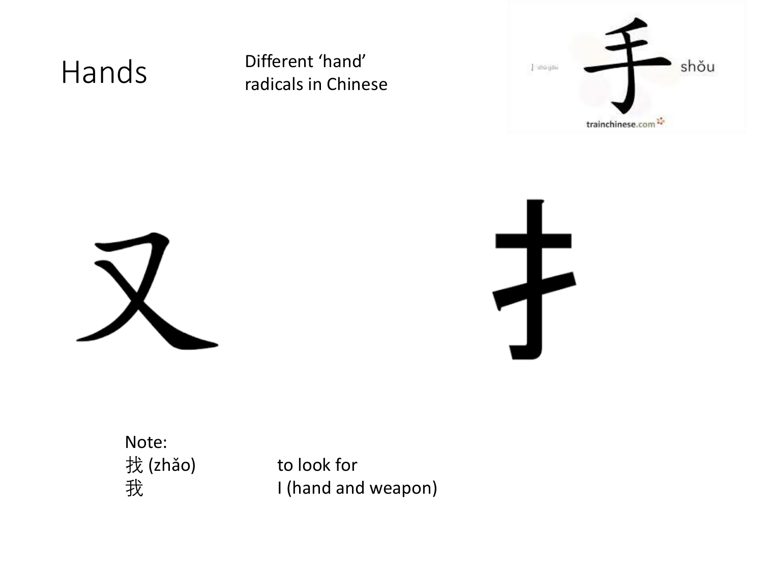# Hands

Different 'hand' radicals in Chinese

手 shǒu

又

扌

Note:

| | |
|---|---|
| 找 (zhǎo) | to look for |
| 我 | I (hand and weapon) |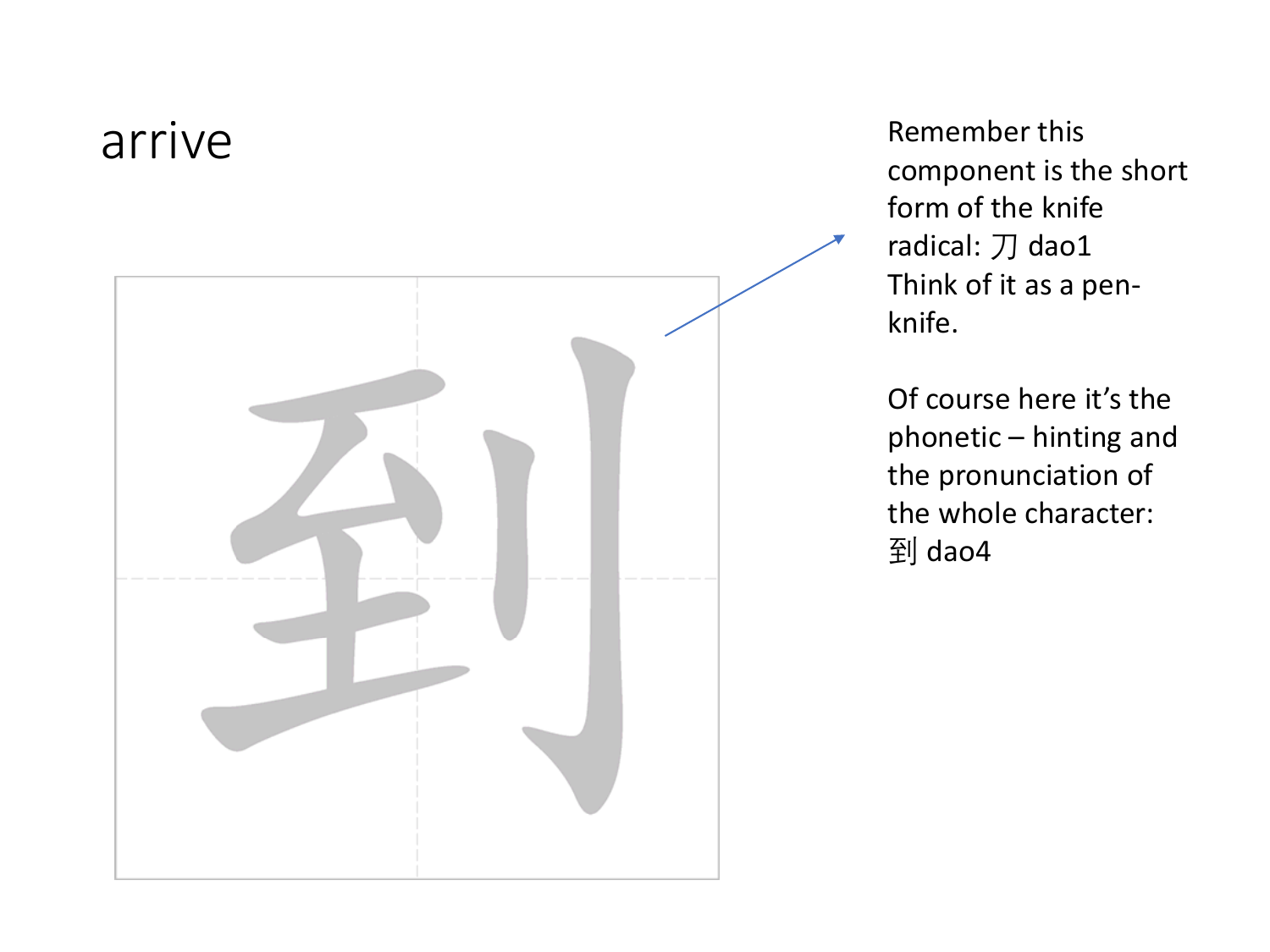# arrive

到

Remember this component is the short form of the knife radical: 刀 dao1
Think of it as a pen-knife.

Of course here it's the phonetic – hinting and the pronunciation of the whole character: 到 dao4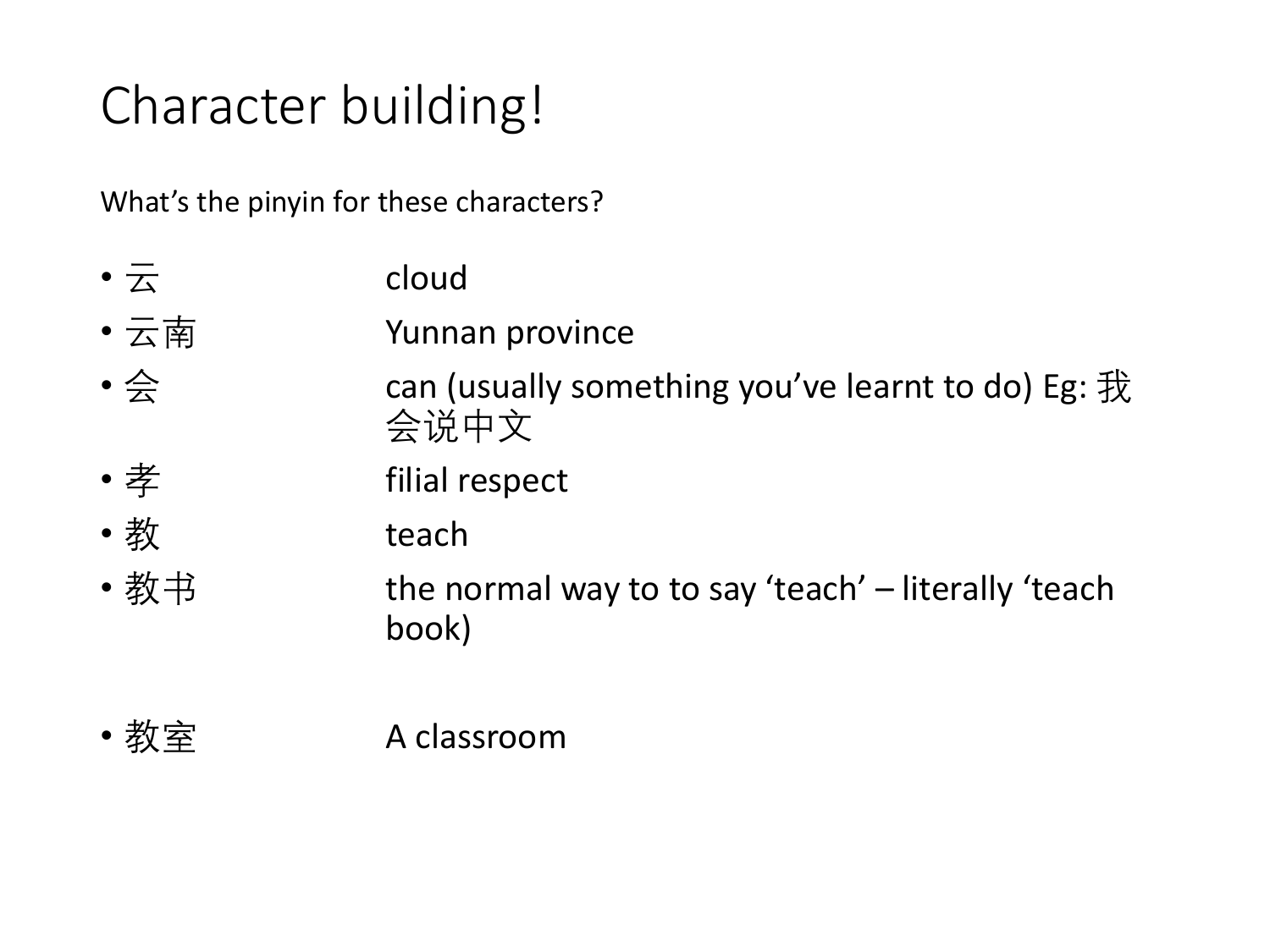# Character building!

What's the pinyin for these characters?

| | |
|---|---|
| 云 | cloud |
| 云南 | Yunnan province |
| 会 | can (usually something you've learnt to do) Eg: 我会说中文 |
| 孝 | filial respect |
| 教 | teach |
| 教书 | the normal way to to say 'teach' – literally 'teach book) |
| 教室 | A classroom |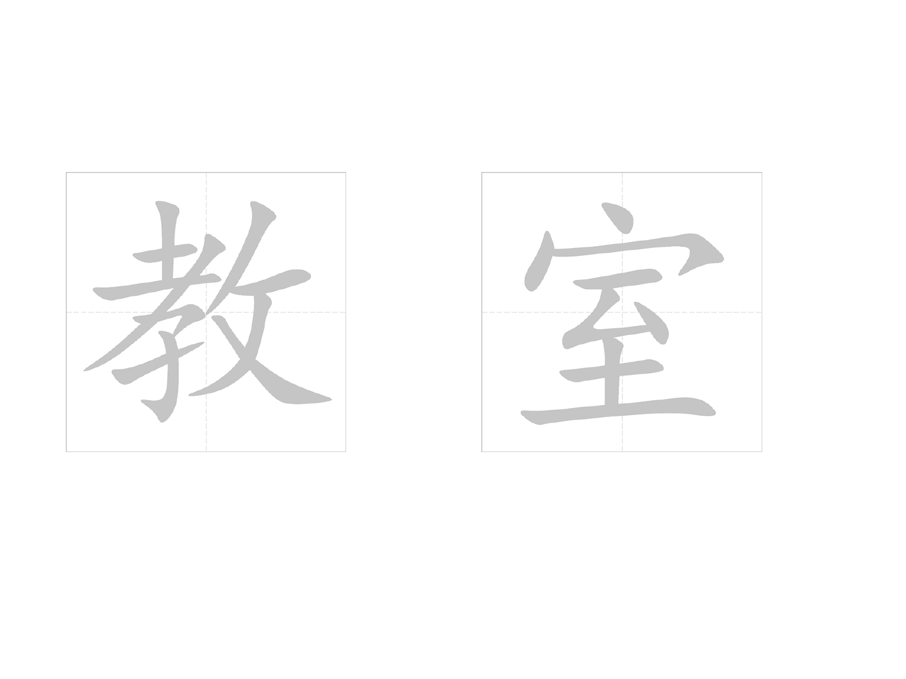教　室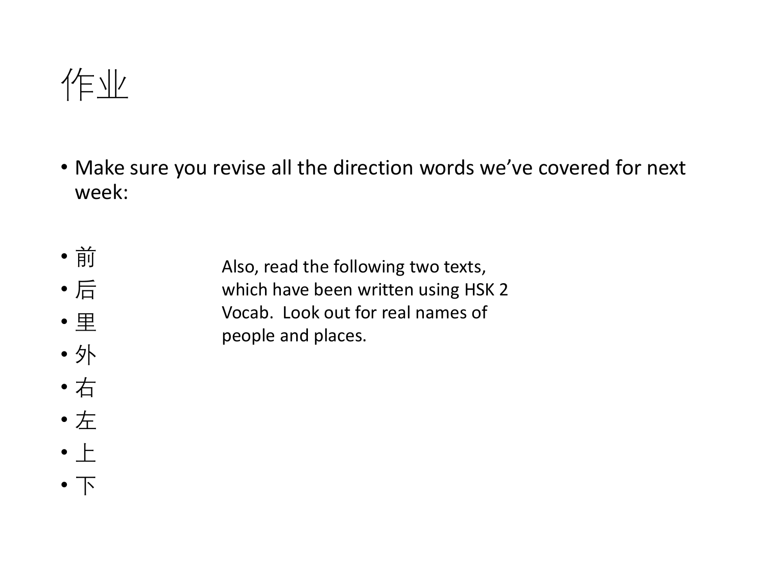# 作业

- Make sure you revise all the direction words we've covered for next week:

- 前
- 后
- 里
- 外
- 右
- 左
- 上
- 下

Also, read the following two texts, which have been written using HSK 2 Vocab. Look out for real names of people and places.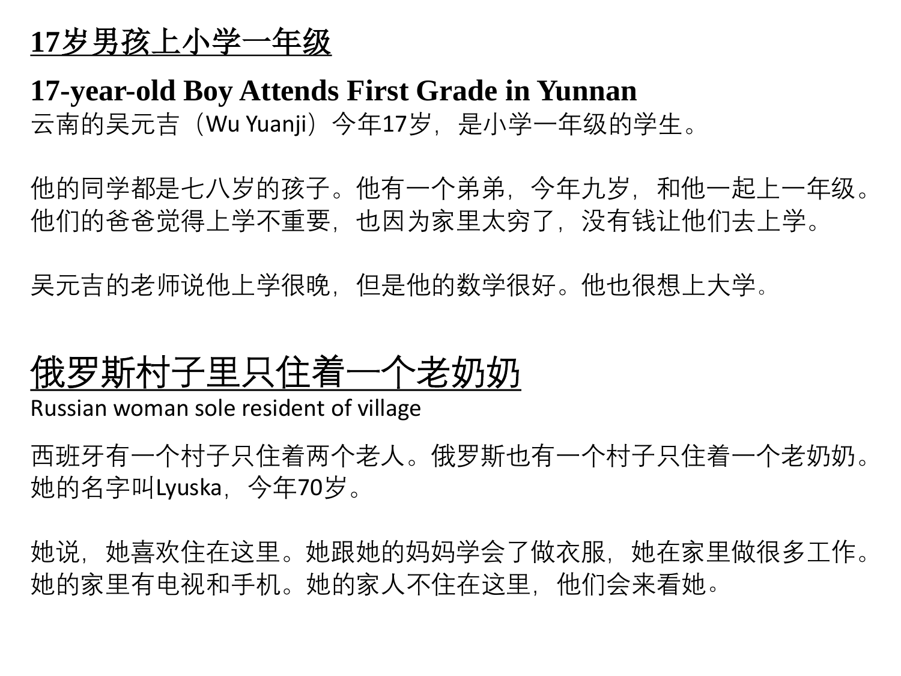## 17岁男孩上小学一年级

### 17-year-old Boy Attends First Grade in Yunnan

云南的吴元吉（Wu Yuanji）今年17岁，是小学一年级的学生。

他的同学都是七八岁的孩子。他有一个弟弟，今年九岁，和他一起上一年级。他们的爸爸觉得上学不重要，也因为家里太穷了，没有钱让他们去上学。

吴元吉的老师说他上学很晚，但是他的数学很好。他也很想上大学。

## 俄罗斯村子里只住着一个老奶奶

Russian woman sole resident of village

西班牙有一个村子只住着两个老人。俄罗斯也有一个村子只住着一个老奶奶。她的名字叫Lyuska，今年70岁。

她说，她喜欢住在这里。她跟她的妈妈学会了做衣服，她在家里做很多工作。她的家里有电视和手机。她的家人不住在这里，他们会来看她。